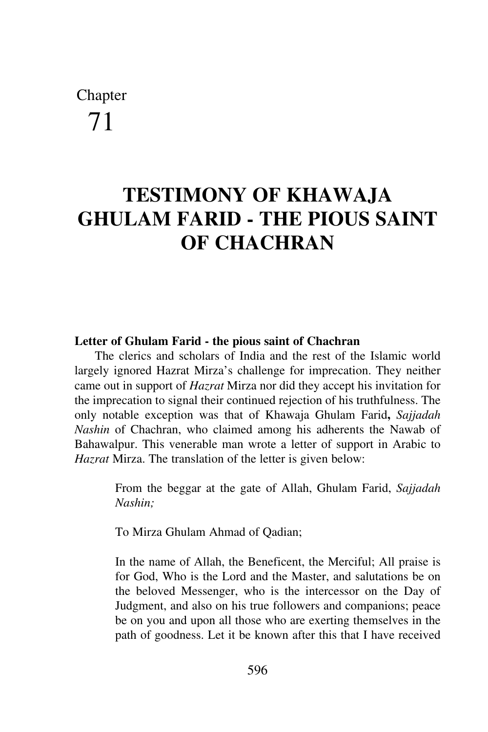# Chapter 71

# TESTIMONY OF KHAWAJA GHULAM FARID - THE PIOUS SAINT OF CHACHRAN

**Letter of Ghulam Farid - the pious saint of Chachran**

The clerics and scholars of India and the rest of the Islamic world largely ignored Hazrat Mirza's challenge for imprecation. They neither came out in support of *Hazrat* Mirza nor did they accept his invitation for the imprecation to signal their continued rejection of his truthfulness. The only notable exception was that of Khawaja Ghulam Farid**,** *Sajjadah Nashin* of Chachran, who claimed among his adherents the Nawab of Bahawalpur. This venerable man wrote a letter of support in Arabic to *Hazrat* Mirza. The translation of the letter is given below:

> From the beggar at the gate of Allah, Ghulam Farid, *Sajjadah Nashin;*
>
> To Mirza Ghulam Ahmad of Qadian;
>
> In the name of Allah, the Beneficent, the Merciful; All praise is for God, Who is the Lord and the Master, and salutations be on the beloved Messenger, who is the intercessor on the Day of Judgment, and also on his true followers and companions; peace be on you and upon all those who are exerting themselves in the path of goodness. Let it be known after this that I have received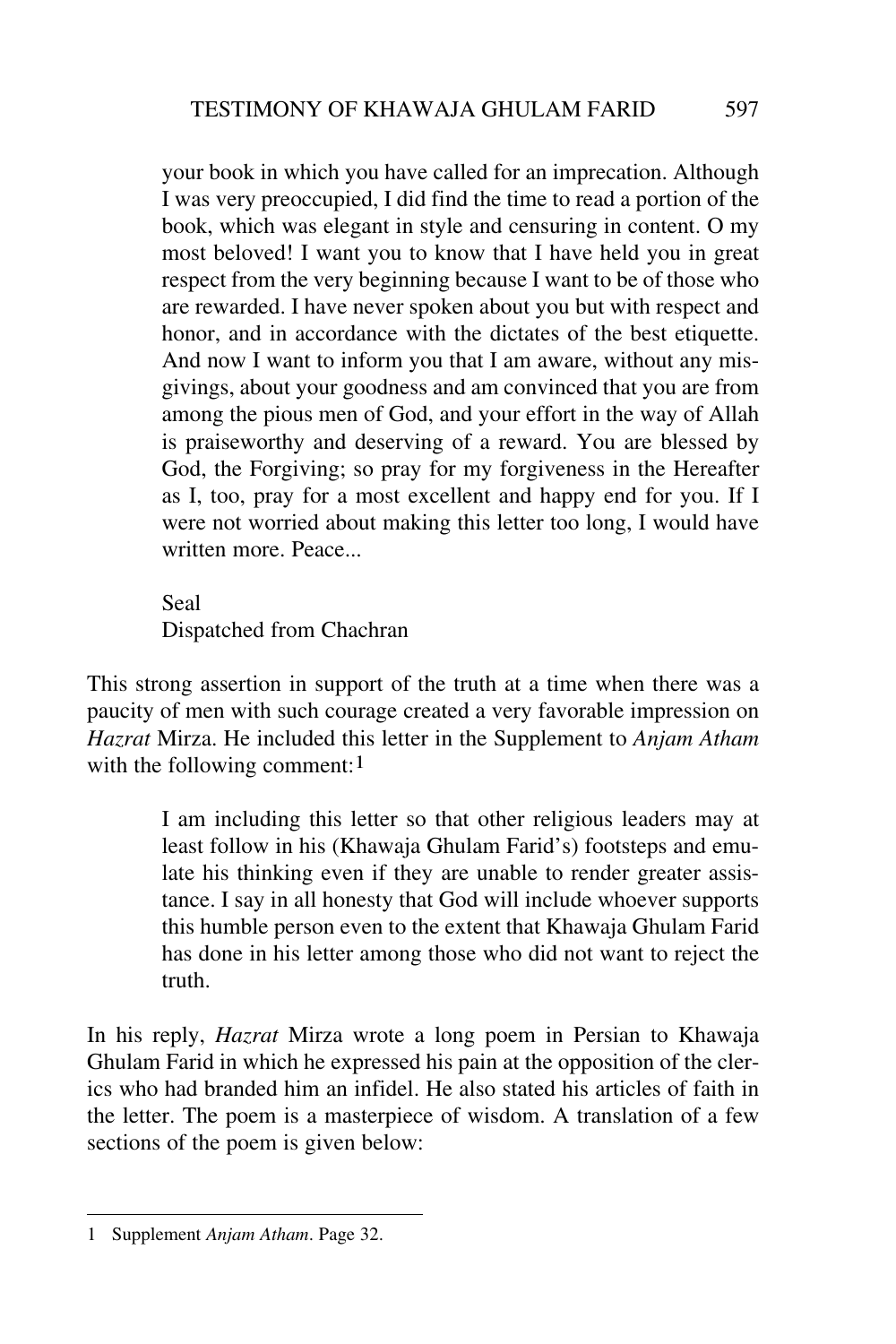> your book in which you have called for an imprecation. Although I was very preoccupied, I did find the time to read a portion of the book, which was elegant in style and censuring in content. O my most beloved! I want you to know that I have held you in great respect from the very beginning because I want to be of those who are rewarded. I have never spoken about you but with respect and honor, and in accordance with the dictates of the best etiquette. And now I want to inform you that I am aware, without any misgivings, about your goodness and am convinced that you are from among the pious men of God, and your effort in the way of Allah is praiseworthy and deserving of a reward. You are blessed by God, the Forgiving; so pray for my forgiveness in the Hereafter as I, too, pray for a most excellent and happy end for you. If I were not worried about making this letter too long, I would have written more. Peace...
>
> Seal
> Dispatched from Chachran

This strong assertion in support of the truth at a time when there was a paucity of men with such courage created a very favorable impression on *Hazrat* Mirza. He included this letter in the Supplement to *Anjam Atham* with the following comment:[1]

> I am including this letter so that other religious leaders may at least follow in his (Khawaja Ghulam Farid's) footsteps and emulate his thinking even if they are unable to render greater assistance. I say in all honesty that God will include whoever supports this humble person even to the extent that Khawaja Ghulam Farid has done in his letter among those who did not want to reject the truth.

In his reply, *Hazrat* Mirza wrote a long poem in Persian to Khawaja Ghulam Farid in which he expressed his pain at the opposition of the clerics who had branded him an infidel. He also stated his articles of faith in the letter. The poem is a masterpiece of wisdom. A translation of a few sections of the poem is given below:

---

1 Supplement *Anjam Atham*. Page 32.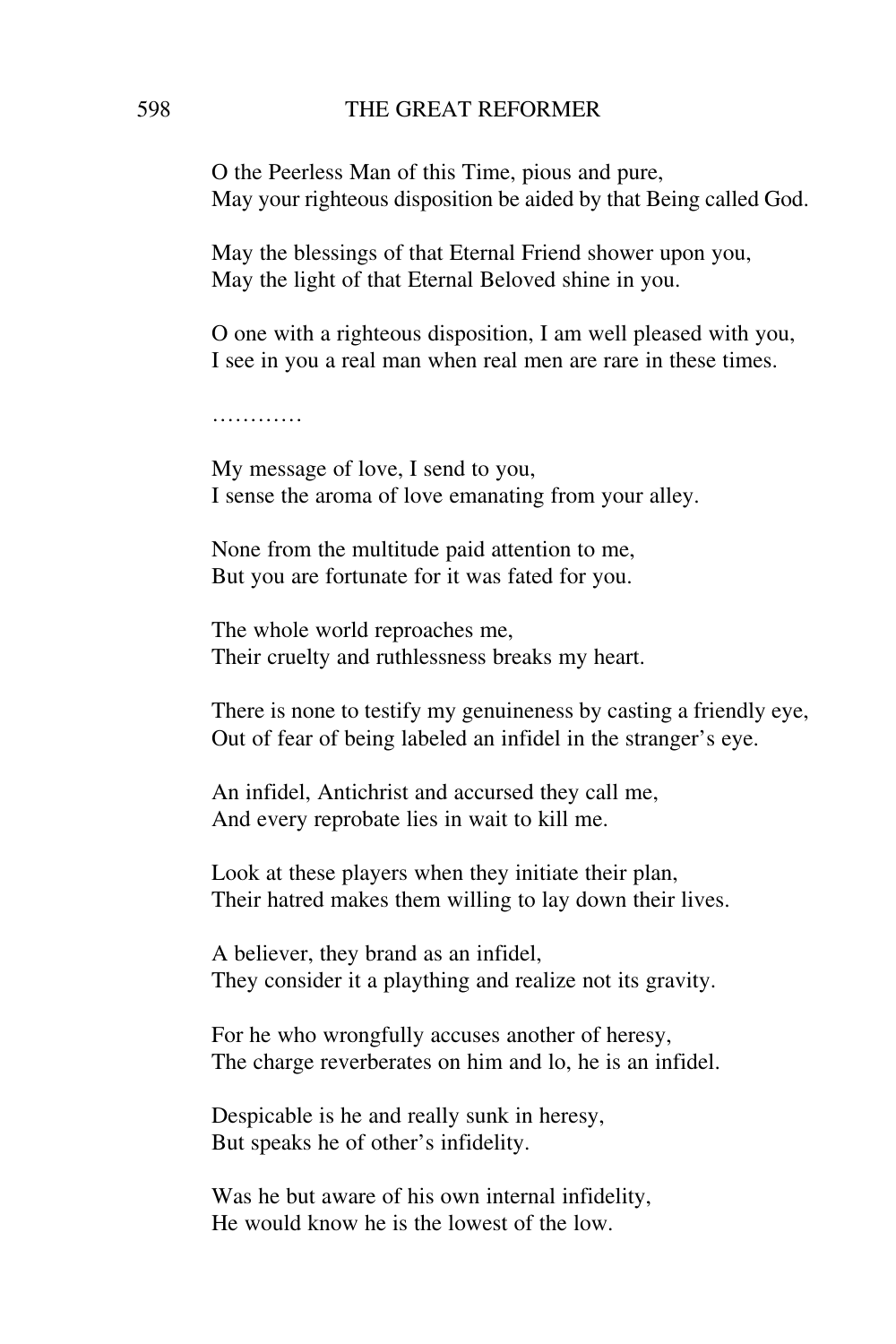O the Peerless Man of this Time, pious and pure,
May your righteous disposition be aided by that Being called God.

May the blessings of that Eternal Friend shower upon you,
May the light of that Eternal Beloved shine in you.

O one with a righteous disposition, I am well pleased with you,
I see in you a real man when real men are rare in these times.

…………

My message of love, I send to you,
I sense the aroma of love emanating from your alley.

None from the multitude paid attention to me,
But you are fortunate for it was fated for you.

The whole world reproaches me,
Their cruelty and ruthlessness breaks my heart.

There is none to testify my genuineness by casting a friendly eye,
Out of fear of being labeled an infidel in the stranger's eye.

An infidel, Antichrist and accursed they call me,
And every reprobate lies in wait to kill me.

Look at these players when they initiate their plan,
Their hatred makes them willing to lay down their lives.

A believer, they brand as an infidel,
They consider it a plaything and realize not its gravity.

For he who wrongfully accuses another of heresy,
The charge reverberates on him and lo, he is an infidel.

Despicable is he and really sunk in heresy,
But speaks he of other's infidelity.

Was he but aware of his own internal infidelity,
He would know he is the lowest of the low.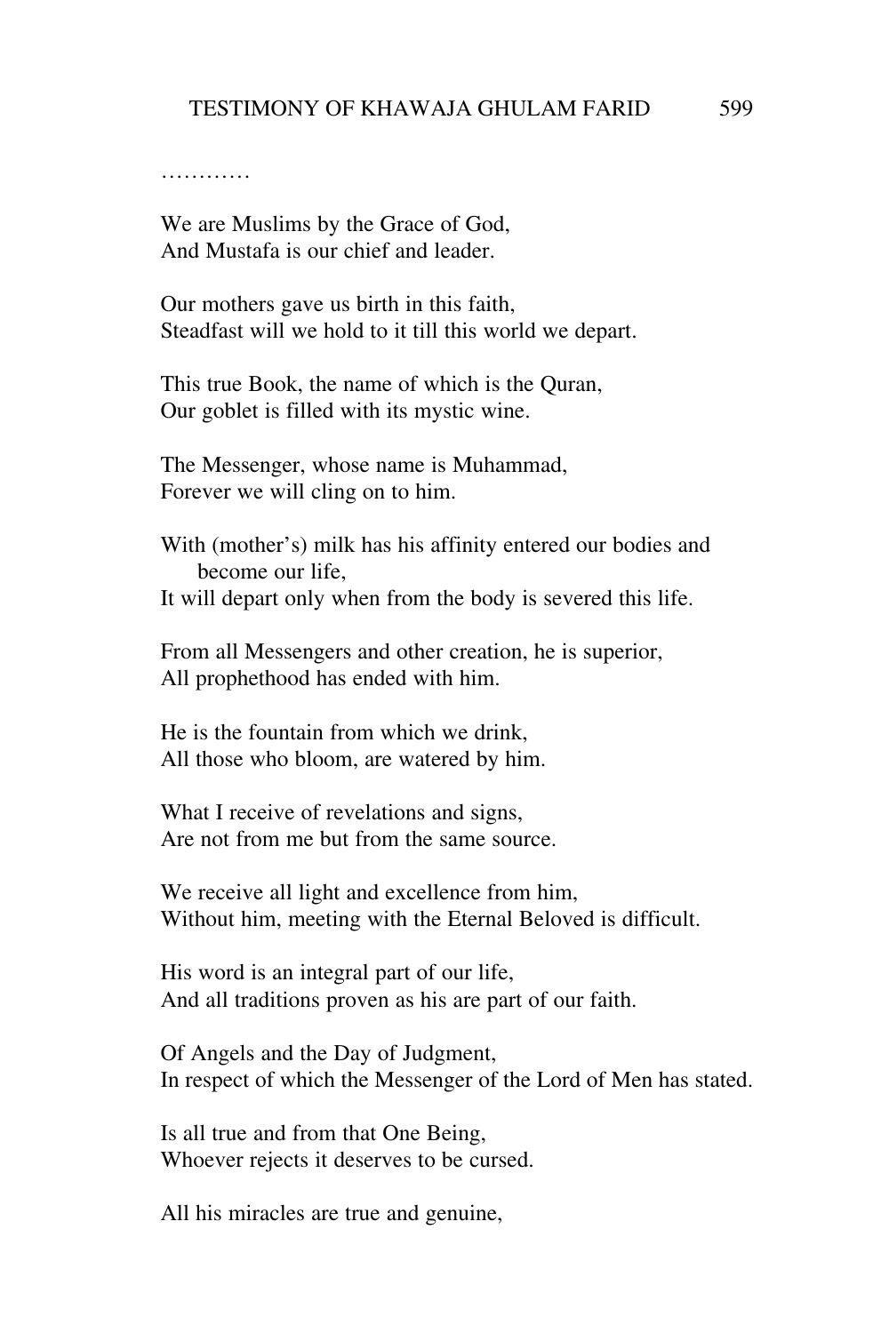…………

We are Muslims by the Grace of God,
And Mustafa is our chief and leader.

Our mothers gave us birth in this faith,
Steadfast will we hold to it till this world we depart.

This true Book, the name of which is the Quran,
Our goblet is filled with its mystic wine.

The Messenger, whose name is Muhammad,
Forever we will cling on to him.

With (mother's) milk has his affinity entered our bodies and become our life,
It will depart only when from the body is severed this life.

From all Messengers and other creation, he is superior,
All prophethood has ended with him.

He is the fountain from which we drink,
All those who bloom, are watered by him.

What I receive of revelations and signs,
Are not from me but from the same source.

We receive all light and excellence from him,
Without him, meeting with the Eternal Beloved is difficult.

His word is an integral part of our life,
And all traditions proven as his are part of our faith.

Of Angels and the Day of Judgment,
In respect of which the Messenger of the Lord of Men has stated.

Is all true and from that One Being,
Whoever rejects it deserves to be cursed.

All his miracles are true and genuine,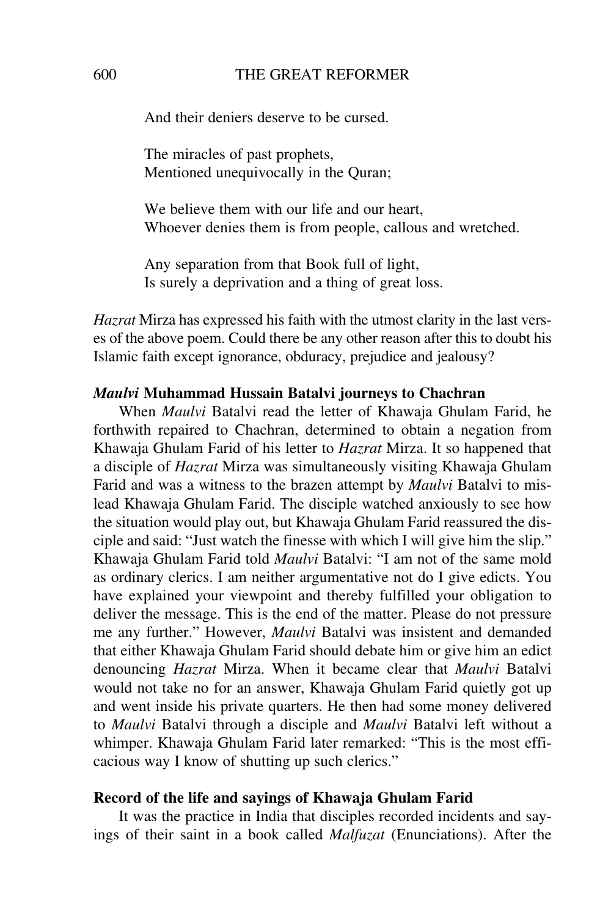And their deniers deserve to be cursed.

The miracles of past prophets,
Mentioned unequivocally in the Quran;

We believe them with our life and our heart,
Whoever denies them is from people, callous and wretched.

Any separation from that Book full of light,
Is surely a deprivation and a thing of great loss.

*Hazrat* Mirza has expressed his faith with the utmost clarity in the last verses of the above poem. Could there be any other reason after this to doubt his Islamic faith except ignorance, obduracy, prejudice and jealousy?

### ***Maulvi*** **Muhammad Hussain Batalvi journeys to Chachran**

When *Maulvi* Batalvi read the letter of Khawaja Ghulam Farid, he forthwith repaired to Chachran, determined to obtain a negation from Khawaja Ghulam Farid of his letter to *Hazrat* Mirza. It so happened that a disciple of *Hazrat* Mirza was simultaneously visiting Khawaja Ghulam Farid and was a witness to the brazen attempt by *Maulvi* Batalvi to mislead Khawaja Ghulam Farid. The disciple watched anxiously to see how the situation would play out, but Khawaja Ghulam Farid reassured the disciple and said: "Just watch the finesse with which I will give him the slip." Khawaja Ghulam Farid told *Maulvi* Batalvi: "I am not of the same mold as ordinary clerics. I am neither argumentative not do I give edicts. You have explained your viewpoint and thereby fulfilled your obligation to deliver the message. This is the end of the matter. Please do not pressure me any further." However, *Maulvi* Batalvi was insistent and demanded that either Khawaja Ghulam Farid should debate him or give him an edict denouncing *Hazrat* Mirza. When it became clear that *Maulvi* Batalvi would not take no for an answer, Khawaja Ghulam Farid quietly got up and went inside his private quarters. He then had some money delivered to *Maulvi* Batalvi through a disciple and *Maulvi* Batalvi left without a whimper. Khawaja Ghulam Farid later remarked: "This is the most efficacious way I know of shutting up such clerics."

### **Record of the life and sayings of Khawaja Ghulam Farid**

It was the practice in India that disciples recorded incidents and sayings of their saint in a book called *Malfuzat* (Enunciations). After the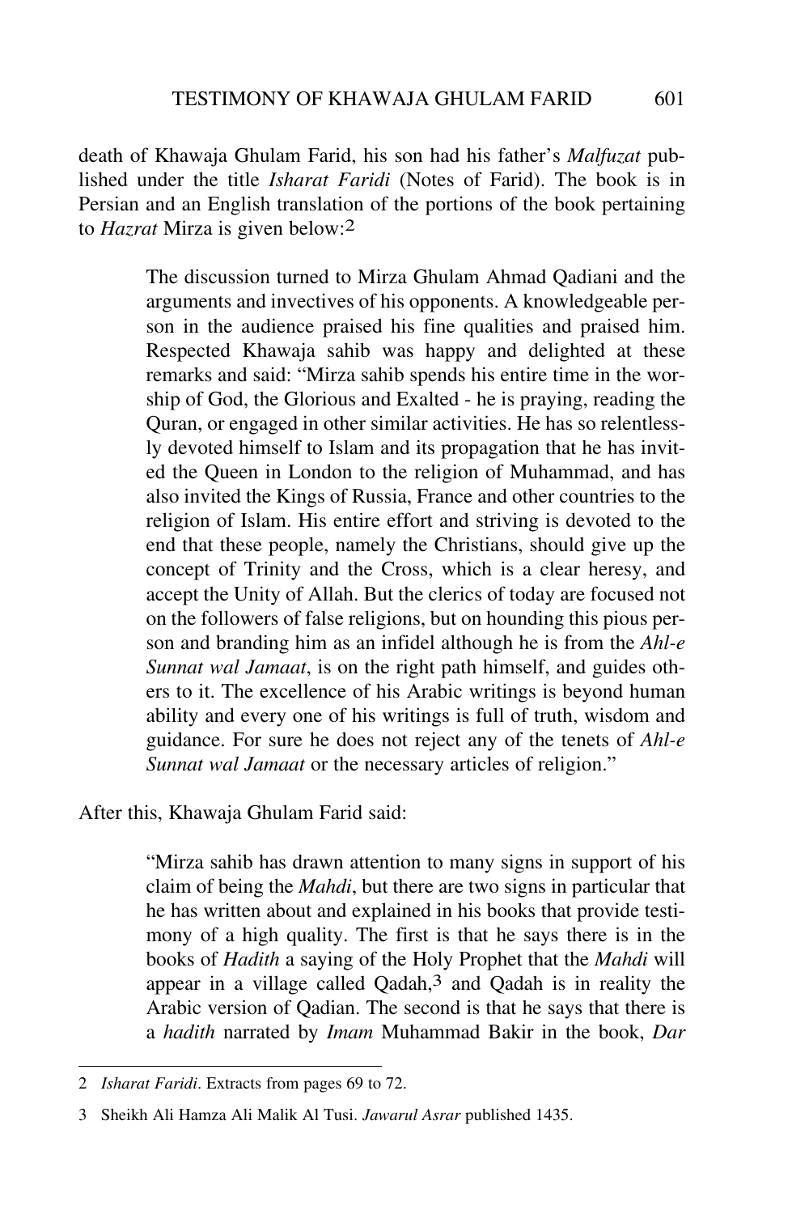death of Khawaja Ghulam Farid, his son had his father's *Malfuzat* published under the title *Isharat Faridi* (Notes of Farid). The book is in Persian and an English translation of the portions of the book pertaining to *Hazrat* Mirza is given below:[2]

> The discussion turned to Mirza Ghulam Ahmad Qadiani and the arguments and invectives of his opponents. A knowledgeable person in the audience praised his fine qualities and praised him. Respected Khawaja sahib was happy and delighted at these remarks and said: "Mirza sahib spends his entire time in the worship of God, the Glorious and Exalted - he is praying, reading the Quran, or engaged in other similar activities. He has so relentlessly devoted himself to Islam and its propagation that he has invited the Queen in London to the religion of Muhammad, and has also invited the Kings of Russia, France and other countries to the religion of Islam. His entire effort and striving is devoted to the end that these people, namely the Christians, should give up the concept of Trinity and the Cross, which is a clear heresy, and accept the Unity of Allah. But the clerics of today are focused not on the followers of false religions, but on hounding this pious person and branding him as an infidel although he is from the *Ahl-e Sunnat wal Jamaat*, is on the right path himself, and guides others to it. The excellence of his Arabic writings is beyond human ability and every one of his writings is full of truth, wisdom and guidance. For sure he does not reject any of the tenets of *Ahl-e Sunnat wal Jamaat* or the necessary articles of religion."

After this, Khawaja Ghulam Farid said:

> "Mirza sahib has drawn attention to many signs in support of his claim of being the *Mahdi*, but there are two signs in particular that he has written about and explained in his books that provide testimony of a high quality. The first is that he says there is in the books of *Hadith* a saying of the Holy Prophet that the *Mahdi* will appear in a village called Qadah,[3] and Qadah is in reality the Arabic version of Qadian. The second is that he says that there is a *hadith* narrated by *Imam* Muhammad Bakir in the book, *Dar*

---

2 *Isharat Faridi*. Extracts from pages 69 to 72.

3 Sheikh Ali Hamza Ali Malik Al Tusi. *Jawarul Asrar* published 1435.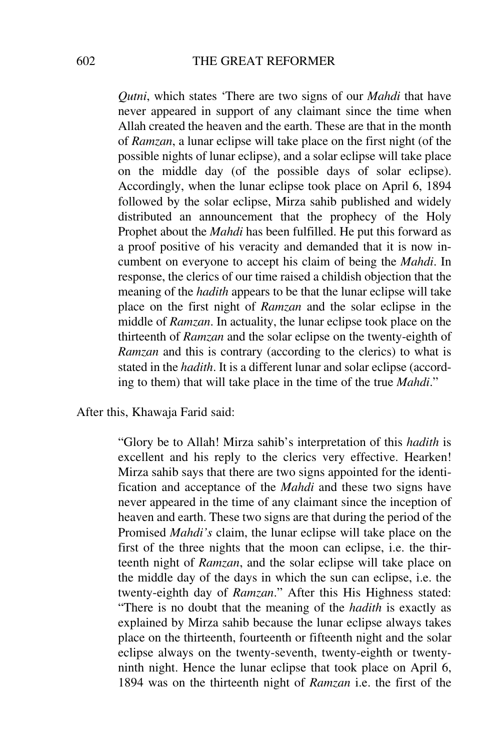*Qutni*, which states 'There are two signs of our *Mahdi* that have never appeared in support of any claimant since the time when Allah created the heaven and the earth. These are that in the month of *Ramzan*, a lunar eclipse will take place on the first night (of the possible nights of lunar eclipse), and a solar eclipse will take place on the middle day (of the possible days of solar eclipse). Accordingly, when the lunar eclipse took place on April 6, 1894 followed by the solar eclipse, Mirza sahib published and widely distributed an announcement that the prophecy of the Holy Prophet about the *Mahdi* has been fulfilled. He put this forward as a proof positive of his veracity and demanded that it is now incumbent on everyone to accept his claim of being the *Mahdi*. In response, the clerics of our time raised a childish objection that the meaning of the *hadith* appears to be that the lunar eclipse will take place on the first night of *Ramzan* and the solar eclipse in the middle of *Ramzan*. In actuality, the lunar eclipse took place on the thirteenth of *Ramzan* and the solar eclipse on the twenty-eighth of *Ramzan* and this is contrary (according to the clerics) to what is stated in the *hadith*. It is a different lunar and solar eclipse (according to them) that will take place in the time of the true *Mahdi*."

After this, Khawaja Farid said:

> "Glory be to Allah! Mirza sahib's interpretation of this *hadith* is excellent and his reply to the clerics very effective. Hearken! Mirza sahib says that there are two signs appointed for the identification and acceptance of the *Mahdi* and these two signs have never appeared in the time of any claimant since the inception of heaven and earth. These two signs are that during the period of the Promised *Mahdi's* claim, the lunar eclipse will take place on the first of the three nights that the moon can eclipse, i.e. the thirteenth night of *Ramzan*, and the solar eclipse will take place on the middle day of the days in which the sun can eclipse, i.e. the twenty-eighth day of *Ramzan*." After this His Highness stated: "There is no doubt that the meaning of the *hadith* is exactly as explained by Mirza sahib because the lunar eclipse always takes place on the thirteenth, fourteenth or fifteenth night and the solar eclipse always on the twenty-seventh, twenty-eighth or twenty-ninth night. Hence the lunar eclipse that took place on April 6, 1894 was on the thirteenth night of *Ramzan* i.e. the first of the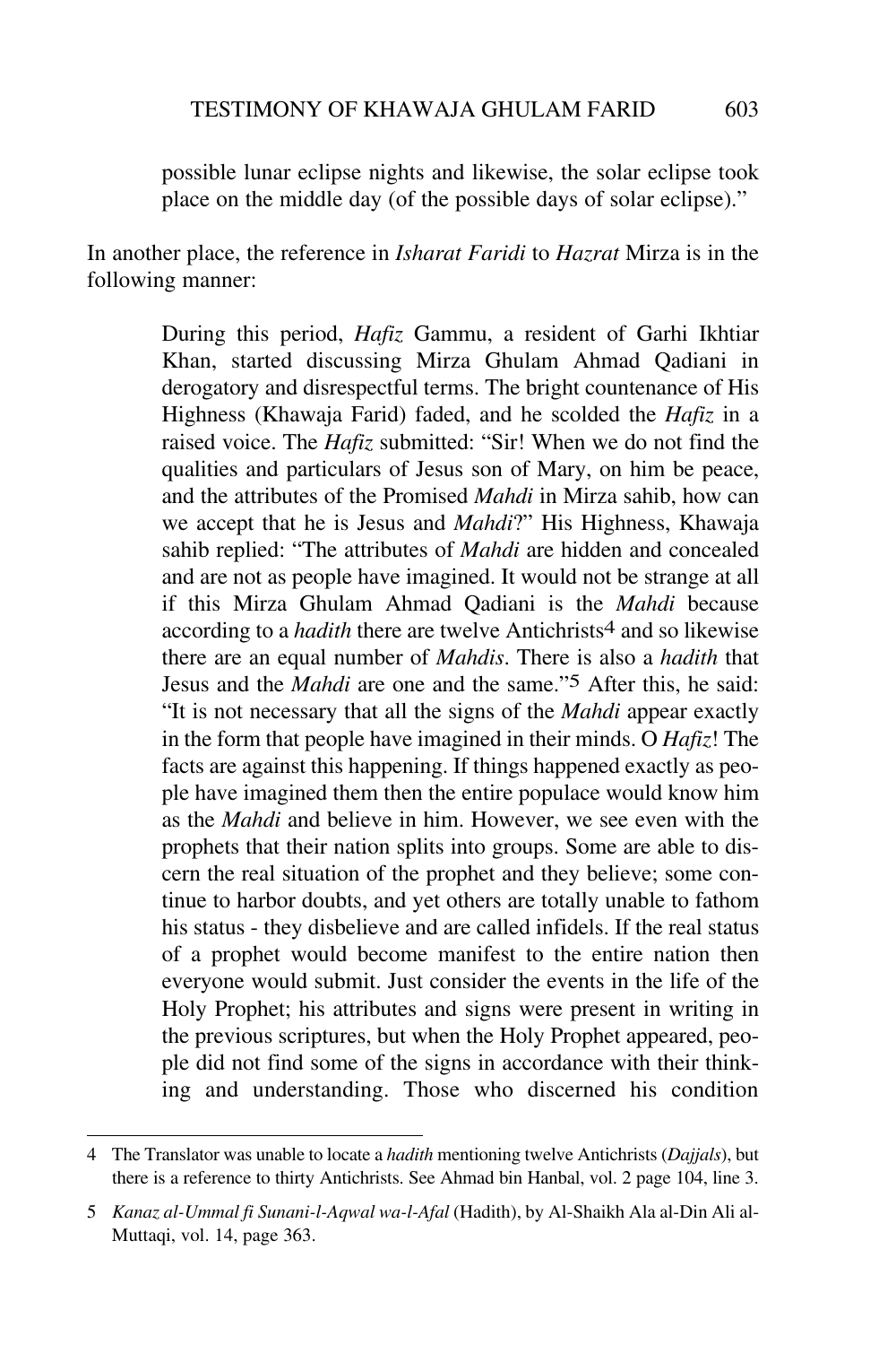possible lunar eclipse nights and likewise, the solar eclipse took place on the middle day (of the possible days of solar eclipse)."

In another place, the reference in *Isharat Faridi* to *Hazrat* Mirza is in the following manner:

> During this period, *Hafiz* Gammu, a resident of Garhi Ikhtiar Khan, started discussing Mirza Ghulam Ahmad Qadiani in derogatory and disrespectful terms. The bright countenance of His Highness (Khawaja Farid) faded, and he scolded the *Hafiz* in a raised voice. The *Hafiz* submitted: "Sir! When we do not find the qualities and particulars of Jesus son of Mary, on him be peace, and the attributes of the Promised *Mahdi* in Mirza sahib, how can we accept that he is Jesus and *Mahdi*?" His Highness, Khawaja sahib replied: "The attributes of *Mahdi* are hidden and concealed and are not as people have imagined. It would not be strange at all if this Mirza Ghulam Ahmad Qadiani is the *Mahdi* because according to a *hadith* there are twelve Antichrists[4] and so likewise there are an equal number of *Mahdis*. There is also a *hadith* that Jesus and the *Mahdi* are one and the same."[5] After this, he said: "It is not necessary that all the signs of the *Mahdi* appear exactly in the form that people have imagined in their minds. O *Hafiz*! The facts are against this happening. If things happened exactly as people have imagined them then the entire populace would know him as the *Mahdi* and believe in him. However, we see even with the prophets that their nation splits into groups. Some are able to discern the real situation of the prophet and they believe; some continue to harbor doubts, and yet others are totally unable to fathom his status - they disbelieve and are called infidels. If the real status of a prophet would become manifest to the entire nation then everyone would submit. Just consider the events in the life of the Holy Prophet; his attributes and signs were present in writing in the previous scriptures, but when the Holy Prophet appeared, people did not find some of the signs in accordance with their thinking and understanding. Those who discerned his condition

---

4 The Translator was unable to locate a *hadith* mentioning twelve Antichrists (*Dajjals*), but there is a reference to thirty Antichrists. See Ahmad bin Hanbal, vol. 2 page 104, line 3.

5 *Kanaz al-Ummal fi Sunani-l-Aqwal wa-l-Afal* (Hadith), by Al-Shaikh Ala al-Din Ali al-Muttaqi, vol. 14, page 363.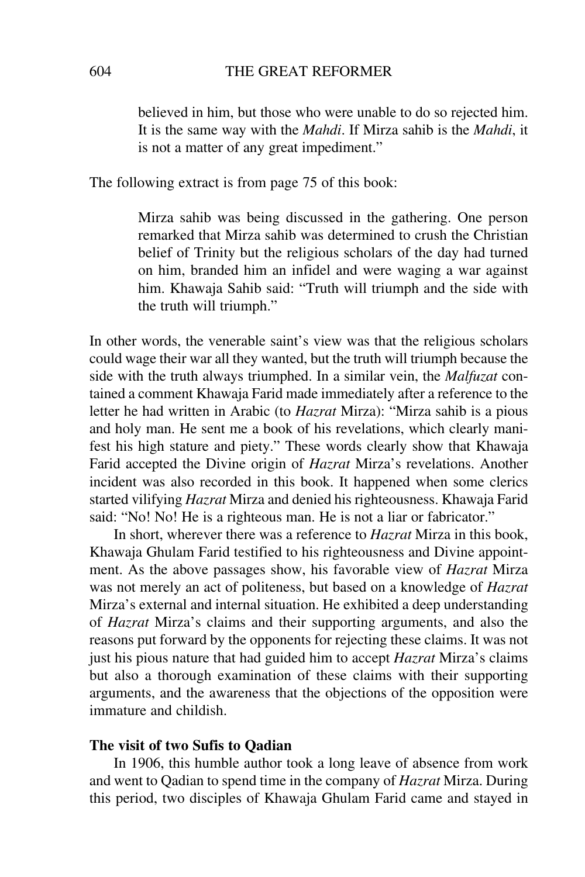> believed in him, but those who were unable to do so rejected him. It is the same way with the *Mahdi*. If Mirza sahib is the *Mahdi*, it is not a matter of any great impediment."

The following extract is from page 75 of this book:

> Mirza sahib was being discussed in the gathering. One person remarked that Mirza sahib was determined to crush the Christian belief of Trinity but the religious scholars of the day had turned on him, branded him an infidel and were waging a war against him. Khawaja Sahib said: "Truth will triumph and the side with the truth will triumph."

In other words, the venerable saint's view was that the religious scholars could wage their war all they wanted, but the truth will triumph because the side with the truth always triumphed. In a similar vein, the *Malfuzat* contained a comment Khawaja Farid made immediately after a reference to the letter he had written in Arabic (to *Hazrat* Mirza): "Mirza sahib is a pious and holy man. He sent me a book of his revelations, which clearly manifest his high stature and piety." These words clearly show that Khawaja Farid accepted the Divine origin of *Hazrat* Mirza's revelations. Another incident was also recorded in this book. It happened when some clerics started vilifying *Hazrat* Mirza and denied his righteousness. Khawaja Farid said: "No! No! He is a righteous man. He is not a liar or fabricator."

In short, wherever there was a reference to *Hazrat* Mirza in this book, Khawaja Ghulam Farid testified to his righteousness and Divine appointment. As the above passages show, his favorable view of *Hazrat* Mirza was not merely an act of politeness, but based on a knowledge of *Hazrat* Mirza's external and internal situation. He exhibited a deep understanding of *Hazrat* Mirza's claims and their supporting arguments, and also the reasons put forward by the opponents for rejecting these claims. It was not just his pious nature that had guided him to accept *Hazrat* Mirza's claims but also a thorough examination of these claims with their supporting arguments, and the awareness that the objections of the opposition were immature and childish.

**The visit of two Sufis to Qadian**

In 1906, this humble author took a long leave of absence from work and went to Qadian to spend time in the company of *Hazrat* Mirza. During this period, two disciples of Khawaja Ghulam Farid came and stayed in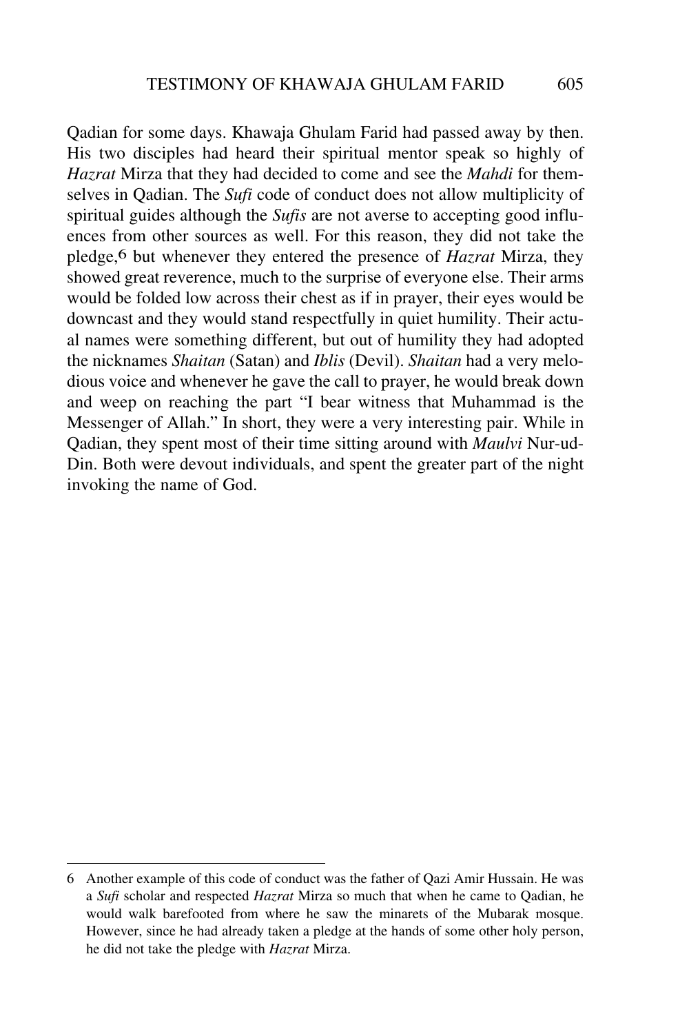Qadian for some days. Khawaja Ghulam Farid had passed away by then. His two disciples had heard their spiritual mentor speak so highly of *Hazrat* Mirza that they had decided to come and see the *Mahdi* for themselves in Qadian. The *Sufi* code of conduct does not allow multiplicity of spiritual guides although the *Sufis* are not averse to accepting good influences from other sources as well. For this reason, they did not take the pledge,[6] but whenever they entered the presence of *Hazrat* Mirza, they showed great reverence, much to the surprise of everyone else. Their arms would be folded low across their chest as if in prayer, their eyes would be downcast and they would stand respectfully in quiet humility. Their actual names were something different, but out of humility they had adopted the nicknames *Shaitan* (Satan) and *Iblis* (Devil). *Shaitan* had a very melodious voice and whenever he gave the call to prayer, he would break down and weep on reaching the part "I bear witness that Muhammad is the Messenger of Allah." In short, they were a very interesting pair. While in Qadian, they spent most of their time sitting around with *Maulvi* Nur-ud-Din. Both were devout individuals, and spent the greater part of the night invoking the name of God.

---

6 Another example of this code of conduct was the father of Qazi Amir Hussain. He was a *Sufi* scholar and respected *Hazrat* Mirza so much that when he came to Qadian, he would walk barefooted from where he saw the minarets of the Mubarak mosque. However, since he had already taken a pledge at the hands of some other holy person, he did not take the pledge with *Hazrat* Mirza.